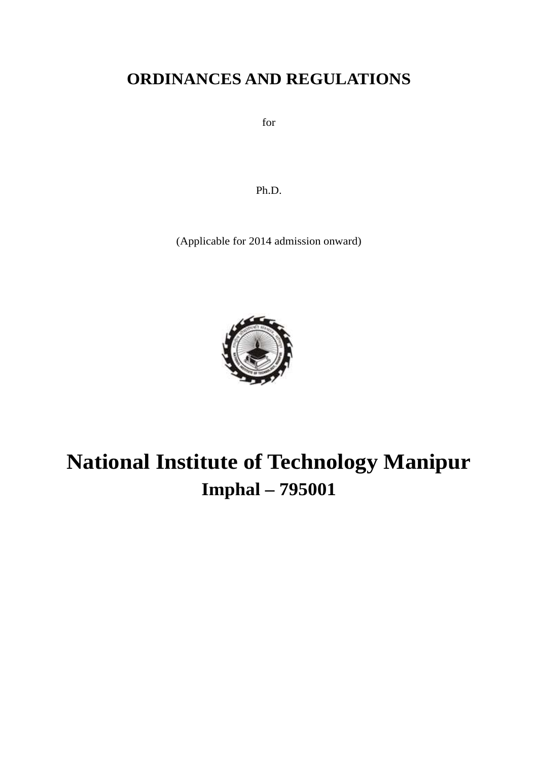# ORDINANCES AND REGULATIONS

for

Ph.D.

(Applicable for 2014 admission onward)

# National Institute of Technology Manipur

## Imphal – 795001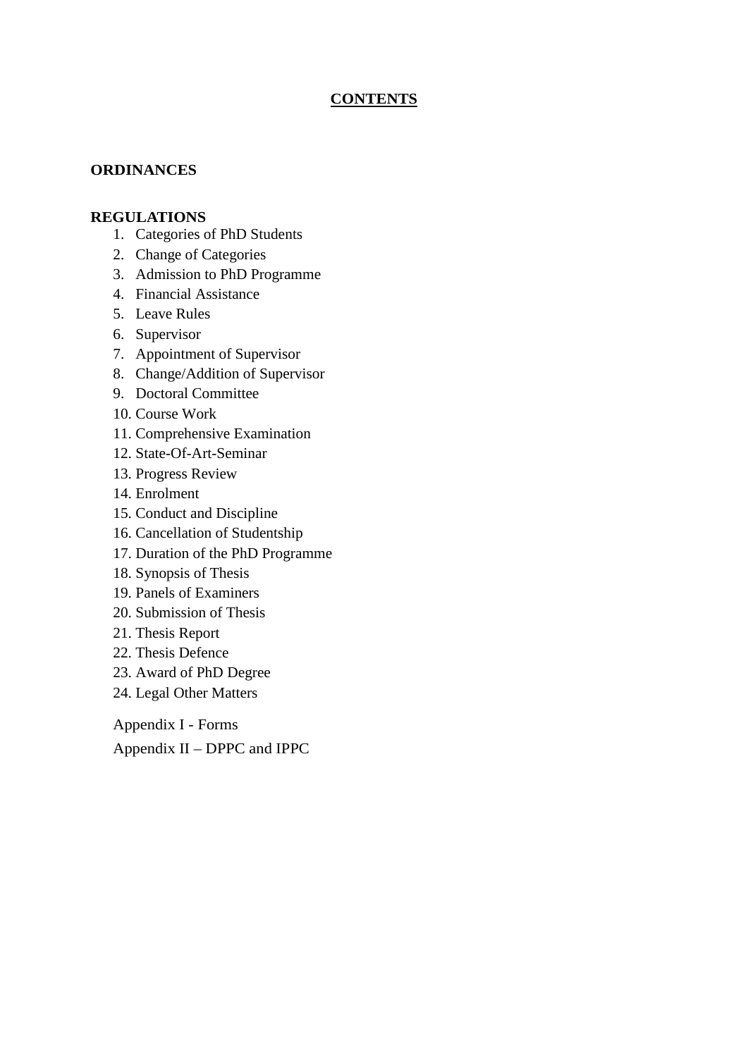# CONTENTS

**ORDINANCES**

**REGULATIONS**

1. Categories of PhD Students
2. Change of Categories
3. Admission to PhD Programme
4. Financial Assistance
5. Leave Rules
6. Supervisor
7. Appointment of Supervisor
8. Change/Addition of Supervisor
9. Doctoral Committee
10. Course Work
11. Comprehensive Examination
12. State-Of-Art-Seminar
13. Progress Review
14. Enrolment
15. Conduct and Discipline
16. Cancellation of Studentship
17. Duration of the PhD Programme
18. Synopsis of Thesis
19. Panels of Examiners
20. Submission of Thesis
21. Thesis Report
22. Thesis Defence
23. Award of PhD Degree
24. Legal Other Matters

Appendix I - Forms

Appendix II – DPPC and IPPC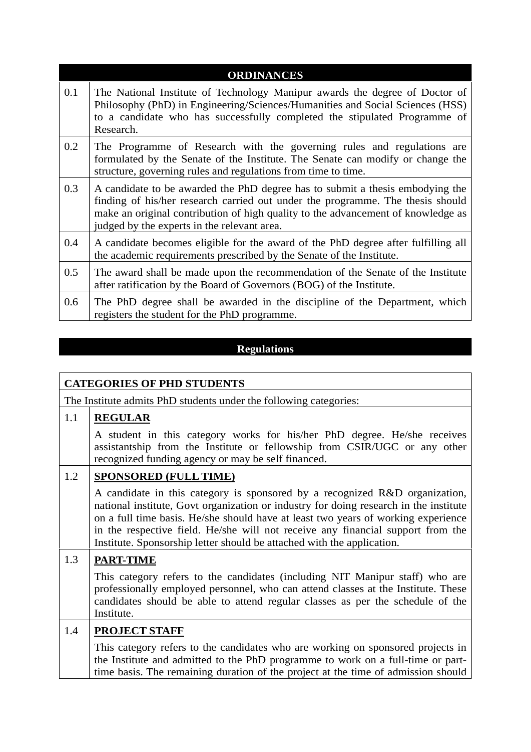| ORDINANCES | |
|---|---|
| 0.1 | The National Institute of Technology Manipur awards the degree of Doctor of Philosophy (PhD) in Engineering/Sciences/Humanities and Social Sciences (HSS) to a candidate who has successfully completed the stipulated Programme of Research. |
| 0.2 | The Programme of Research with the governing rules and regulations are formulated by the Senate of the Institute. The Senate can modify or change the structure, governing rules and regulations from time to time. |
| 0.3 | A candidate to be awarded the PhD degree has to submit a thesis embodying the finding of his/her research carried out under the programme. The thesis should make an original contribution of high quality to the advancement of knowledge as judged by the experts in the relevant area. |
| 0.4 | A candidate becomes eligible for the award of the PhD degree after fulfilling all the academic requirements prescribed by the Senate of the Institute. |
| 0.5 | The award shall be made upon the recommendation of the Senate of the Institute after ratification by the Board of Governors (BOG) of the Institute. |
| 0.6 | The PhD degree shall be awarded in the discipline of the Department, which registers the student for the PhD programme. |

## Regulations

| CATEGORIES OF PHD STUDENTS | |
|---|---|
| The Institute admits PhD students under the following categories: | |
| 1.1 | **REGULAR**<br>A student in this category works for his/her PhD degree. He/she receives assistantship from the Institute or fellowship from CSIR/UGC or any other recognized funding agency or may be self financed. |
| 1.2 | **SPONSORED (FULL TIME)**<br>A candidate in this category is sponsored by a recognized R&D organization, national institute, Govt organization or industry for doing research in the institute on a full time basis. He/she should have at least two years of working experience in the respective field. He/she will not receive any financial support from the Institute. Sponsorship letter should be attached with the application. |
| 1.3 | **PART-TIME**<br>This category refers to the candidates (including NIT Manipur staff) who are professionally employed personnel, who can attend classes at the Institute. These candidates should be able to attend regular classes as per the schedule of the Institute. |
| 1.4 | **PROJECT STAFF**<br>This category refers to the candidates who are working on sponsored projects in the Institute and admitted to the PhD programme to work on a full-time or part-time basis. The remaining duration of the project at the time of admission should |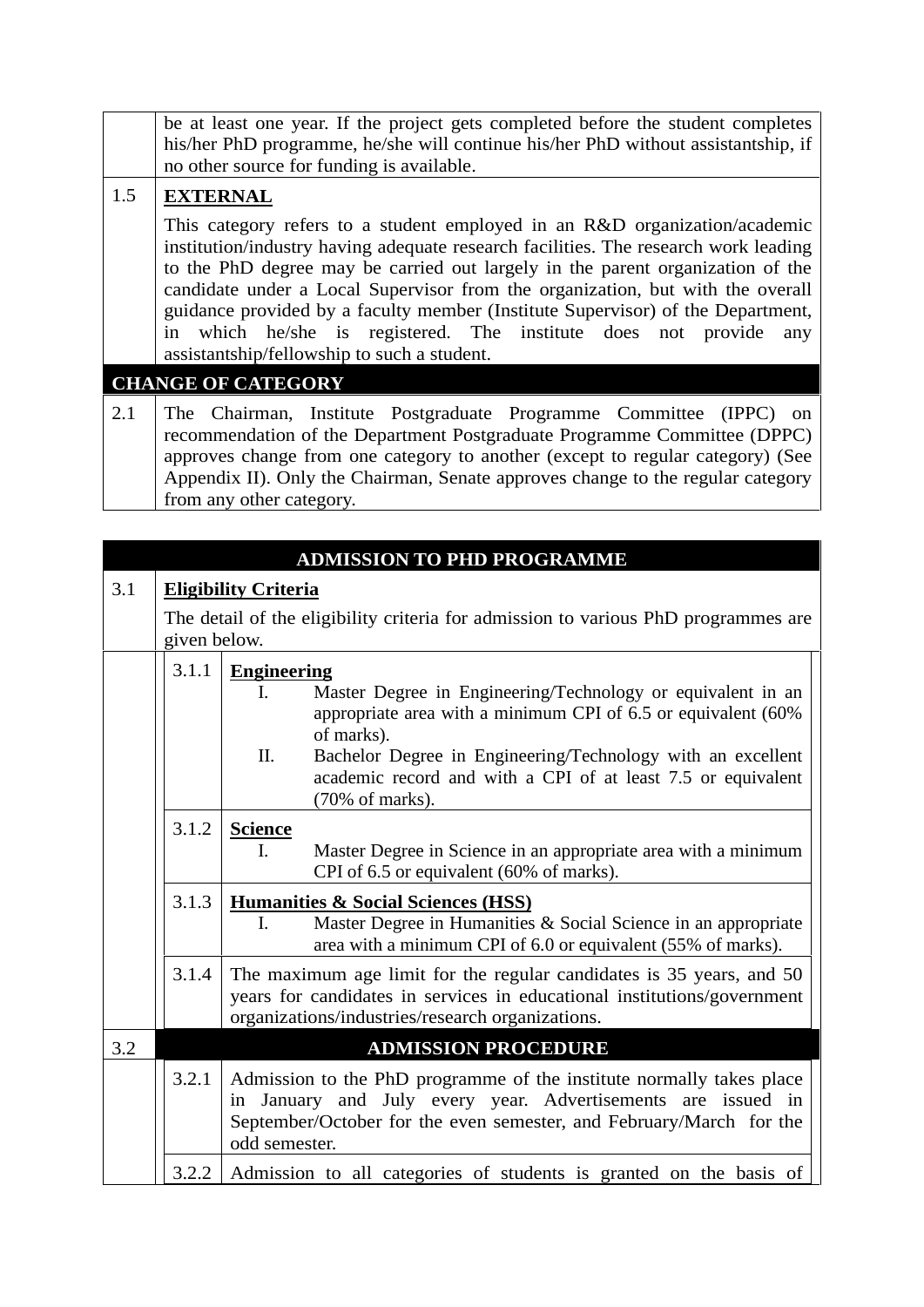| | |
|---|---|
| | be at least one year. If the project gets completed before the student completes his/her PhD programme, he/she will continue his/her PhD without assistantship, if no other source for funding is available. |
| 1.5 | **EXTERNAL**<br><br>This category refers to a student employed in an R&D organization/academic institution/industry having adequate research facilities. The research work leading to the PhD degree may be carried out largely in the parent organization of the candidate under a Local Supervisor from the organization, but with the overall guidance provided by a faculty member (Institute Supervisor) of the Department, in which he/she is registered. The institute does not provide any assistantship/fellowship to such a student. |

## CHANGE OF CATEGORY

| | |
|---|---|
| 2.1 | The Chairman, Institute Postgraduate Programme Committee (IPPC) on recommendation of the Department Postgraduate Programme Committee (DPPC) approves change from one category to another (except to regular category) (See Appendix II). Only the Chairman, Senate approves change to the regular category from any other category. |

## ADMISSION TO PHD PROGRAMME

### 3.1 Eligibility Criteria

The detail of the eligibility criteria for admission to various PhD programmes are given below.

| | |
|---|---|
| 3.1.1 | **Engineering**<br>I. Master Degree in Engineering/Technology or equivalent in an appropriate area with a minimum CPI of 6.5 or equivalent (60% of marks).<br>II. Bachelor Degree in Engineering/Technology with an excellent academic record and with a CPI of at least 7.5 or equivalent (70% of marks). |
| 3.1.2 | **Science**<br>I. Master Degree in Science in an appropriate area with a minimum CPI of 6.5 or equivalent (60% of marks). |
| 3.1.3 | **Humanities & Social Sciences (HSS)**<br>I. Master Degree in Humanities & Social Science in an appropriate area with a minimum CPI of 6.0 or equivalent (55% of marks). |
| 3.1.4 | The maximum age limit for the regular candidates is 35 years, and 50 years for candidates in services in educational institutions/government organizations/industries/research organizations. |

### 3.2 ADMISSION PROCEDURE

| | |
|---|---|
| 3.2.1 | Admission to the PhD programme of the institute normally takes place in January and July every year. Advertisements are issued in September/October for the even semester, and February/March for the odd semester. |
| 3.2.2 | Admission to all categories of students is granted on the basis of |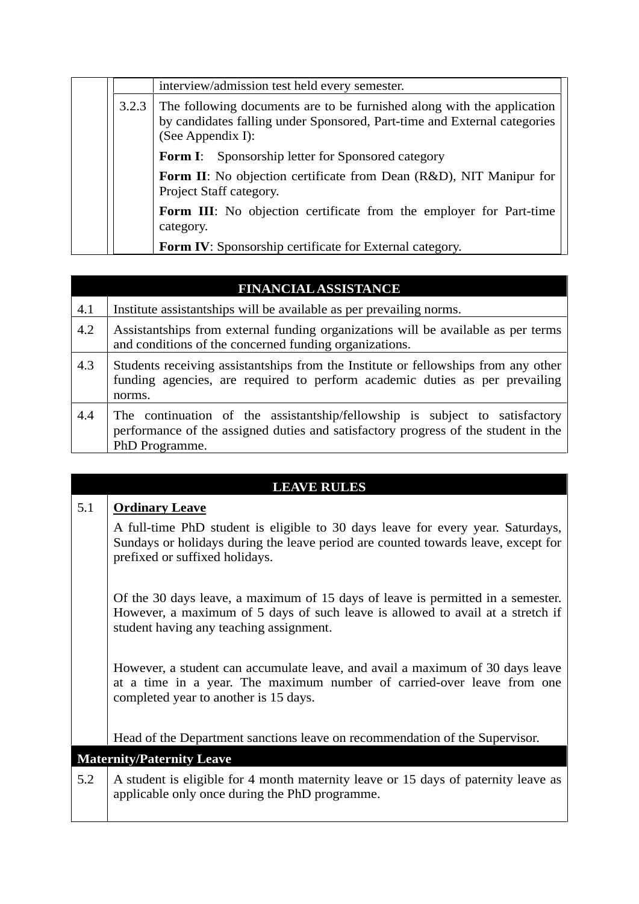| | | |
|---|---|---|
| | | interview/admission test held every semester. |
| | 3.2.3 | The following documents are to be furnished along with the application by candidates falling under Sponsored, Part-time and External categories (See Appendix I):<br><br>**Form I**: Sponsorship letter for Sponsored category<br><br>**Form II**: No objection certificate from Dean (R&D), NIT Manipur for Project Staff category.<br><br>**Form III**: No objection certificate from the employer for Part-time category.<br><br>**Form IV**: Sponsorship certificate for External category. |

| | FINANCIAL ASSISTANCE |
|---|---|
| 4.1 | Institute assistantships will be available as per prevailing norms. |
| 4.2 | Assistantships from external funding organizations will be available as per terms and conditions of the concerned funding organizations. |
| 4.3 | Students receiving assistantships from the Institute or fellowships from any other funding agencies, are required to perform academic duties as per prevailing norms. |
| 4.4 | The continuation of the assistantship/fellowship is subject to satisfactory performance of the assigned duties and satisfactory progress of the student in the PhD Programme. |

| | LEAVE RULES |
|---|---|
| 5.1 | **Ordinary Leave**<br><br>A full-time PhD student is eligible to 30 days leave for every year. Saturdays, Sundays or holidays during the leave period are counted towards leave, except for prefixed or suffixed holidays.<br><br>Of the 30 days leave, a maximum of 15 days of leave is permitted in a semester. However, a maximum of 5 days of such leave is allowed to avail at a stretch if student having any teaching assignment.<br><br>However, a student can accumulate leave, and avail a maximum of 30 days leave at a time in a year. The maximum number of carried-over leave from one completed year to another is 15 days.<br><br>Head of the Department sanctions leave on recommendation of the Supervisor. |
| **Maternity/Paternity Leave** | |
| 5.2 | A student is eligible for 4 month maternity leave or 15 days of paternity leave as applicable only once during the PhD programme. |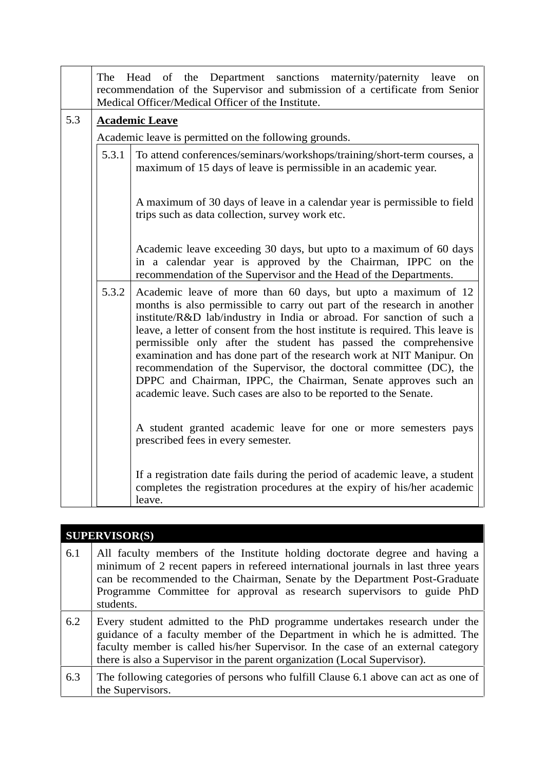| | |
|---|---|
| | The Head of the Department sanctions maternity/paternity leave on recommendation of the Supervisor and submission of a certificate from Senior Medical Officer/Medical Officer of the Institute. |
| 5.3 | **Academic Leave**<br><br>Academic leave is permitted on the following grounds. |
| | **5.3.1** To attend conferences/seminars/workshops/training/short-term courses, a maximum of 15 days of leave is permissible in an academic year.<br><br>A maximum of 30 days of leave in a calendar year is permissible to field trips such as data collection, survey work etc.<br><br>Academic leave exceeding 30 days, but upto to a maximum of 60 days in a calendar year is approved by the Chairman, IPPC on the recommendation of the Supervisor and the Head of the Departments. |
| | **5.3.2** Academic leave of more than 60 days, but upto a maximum of 12 months is also permissible to carry out part of the research in another institute/R&D lab/industry in India or abroad. For sanction of such a leave, a letter of consent from the host institute is required. This leave is permissible only after the student has passed the comprehensive examination and has done part of the research work at NIT Manipur. On recommendation of the Supervisor, the doctoral committee (DC), the DPPC and Chairman, IPPC, the Chairman, Senate approves such an academic leave. Such cases are also to be reported to the Senate.<br><br>A student granted academic leave for one or more semesters pays prescribed fees in every semester.<br><br>If a registration date fails during the period of academic leave, a student completes the registration procedures at the expiry of his/her academic leave. |

| SUPERVISOR(S) | |
|---|---|
| 6.1 | All faculty members of the Institute holding doctorate degree and having a minimum of 2 recent papers in refereed international journals in last three years can be recommended to the Chairman, Senate by the Department Post-Graduate Programme Committee for approval as research supervisors to guide PhD students. |
| 6.2 | Every student admitted to the PhD programme undertakes research under the guidance of a faculty member of the Department in which he is admitted. The faculty member is called his/her Supervisor. In the case of an external category there is also a Supervisor in the parent organization (Local Supervisor). |
| 6.3 | The following categories of persons who fulfill Clause 6.1 above can act as one of the Supervisors. |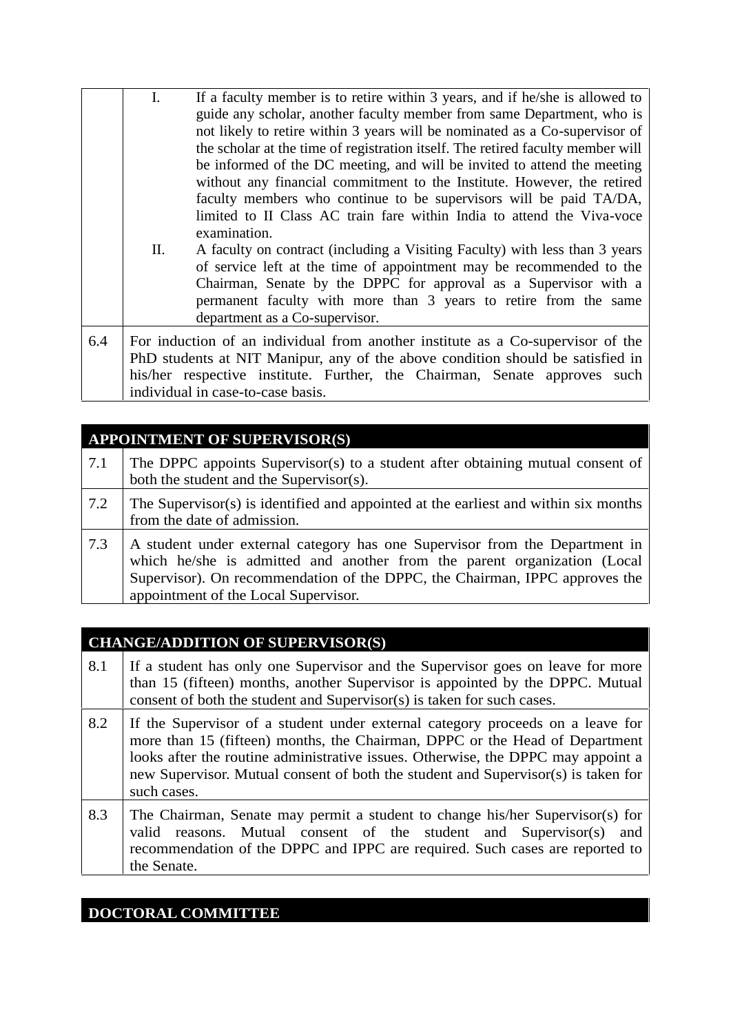| | |
|---|---|
| | I. If a faculty member is to retire within 3 years, and if he/she is allowed to guide any scholar, another faculty member from same Department, who is not likely to retire within 3 years will be nominated as a Co-supervisor of the scholar at the time of registration itself. The retired faculty member will be informed of the DC meeting, and will be invited to attend the meeting without any financial commitment to the Institute. However, the retired faculty members who continue to be supervisors will be paid TA/DA, limited to II Class AC train fare within India to attend the Viva-voce examination.<br>II. A faculty on contract (including a Visiting Faculty) with less than 3 years of service left at the time of appointment may be recommended to the Chairman, Senate by the DPPC for approval as a Supervisor with a permanent faculty with more than 3 years to retire from the same department as a Co-supervisor. |
| 6.4 | For induction of an individual from another institute as a Co-supervisor of the PhD students at NIT Manipur, any of the above condition should be satisfied in his/her respective institute. Further, the Chairman, Senate approves such individual in case-to-case basis. |

## APPOINTMENT OF SUPERVISOR(S)

| | |
|---|---|
| 7.1 | The DPPC appoints Supervisor(s) to a student after obtaining mutual consent of both the student and the Supervisor(s). |
| 7.2 | The Supervisor(s) is identified and appointed at the earliest and within six months from the date of admission. |
| 7.3 | A student under external category has one Supervisor from the Department in which he/she is admitted and another from the parent organization (Local Supervisor). On recommendation of the DPPC, the Chairman, IPPC approves the appointment of the Local Supervisor. |

## CHANGE/ADDITION OF SUPERVISOR(S)

| | |
|---|---|
| 8.1 | If a student has only one Supervisor and the Supervisor goes on leave for more than 15 (fifteen) months, another Supervisor is appointed by the DPPC. Mutual consent of both the student and Supervisor(s) is taken for such cases. |
| 8.2 | If the Supervisor of a student under external category proceeds on a leave for more than 15 (fifteen) months, the Chairman, DPPC or the Head of Department looks after the routine administrative issues. Otherwise, the DPPC may appoint a new Supervisor. Mutual consent of both the student and Supervisor(s) is taken for such cases. |
| 8.3 | The Chairman, Senate may permit a student to change his/her Supervisor(s) for valid reasons. Mutual consent of the student and Supervisor(s) and recommendation of the DPPC and IPPC are required. Such cases are reported to the Senate. |

## DOCTORAL COMMITTEE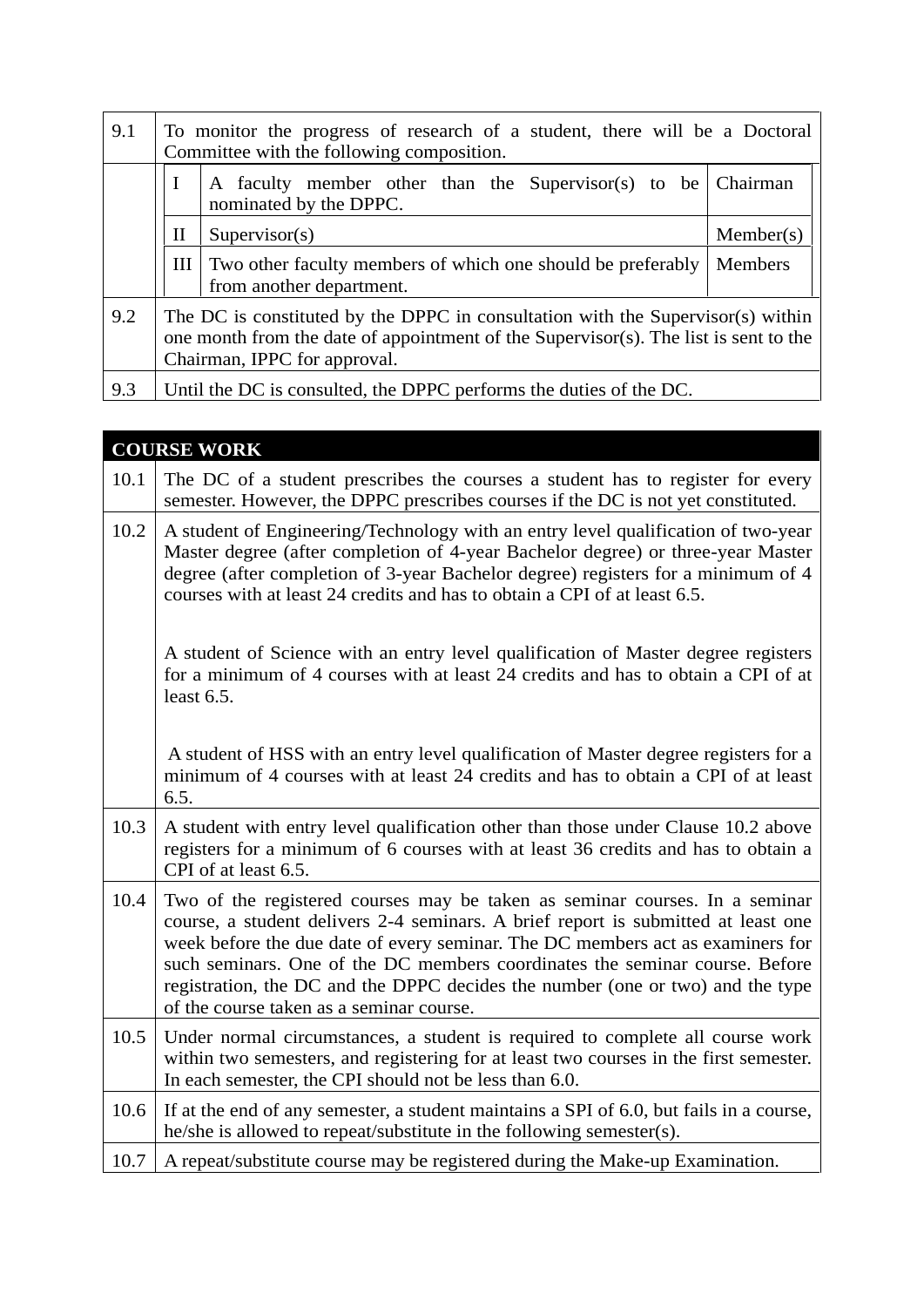| | |
|---|---|
| 9.1 | To monitor the progress of research of a student, there will be a Doctoral Committee with the following composition. |

| | | | |
|---|---|---|---|
| | I | A faculty member other than the Supervisor(s) to be nominated by the DPPC. | Chairman |
| | II | Supervisor(s) | Member(s) |
| | III | Two other faculty members of which one should be preferably from another department. | Members |

| | |
|---|---|
| 9.2 | The DC is constituted by the DPPC in consultation with the Supervisor(s) within one month from the date of appointment of the Supervisor(s). The list is sent to the Chairman, IPPC for approval. |
| 9.3 | Until the DC is consulted, the DPPC performs the duties of the DC. |

## COURSE WORK

| | |
|---|---|
| 10.1 | The DC of a student prescribes the courses a student has to register for every semester. However, the DPPC prescribes courses if the DC is not yet constituted. |
| 10.2 | A student of Engineering/Technology with an entry level qualification of two-year Master degree (after completion of 4-year Bachelor degree) or three-year Master degree (after completion of 3-year Bachelor degree) registers for a minimum of 4 courses with at least 24 credits and has to obtain a CPI of at least 6.5.<br><br>A student of Science with an entry level qualification of Master degree registers for a minimum of 4 courses with at least 24 credits and has to obtain a CPI of at least 6.5.<br><br>A student of HSS with an entry level qualification of Master degree registers for a minimum of 4 courses with at least 24 credits and has to obtain a CPI of at least 6.5. |
| 10.3 | A student with entry level qualification other than those under Clause 10.2 above registers for a minimum of 6 courses with at least 36 credits and has to obtain a CPI of at least 6.5. |
| 10.4 | Two of the registered courses may be taken as seminar courses. In a seminar course, a student delivers 2-4 seminars. A brief report is submitted at least one week before the due date of every seminar. The DC members act as examiners for such seminars. One of the DC members coordinates the seminar course. Before registration, the DC and the DPPC decides the number (one or two) and the type of the course taken as a seminar course. |
| 10.5 | Under normal circumstances, a student is required to complete all course work within two semesters, and registering for at least two courses in the first semester. In each semester, the CPI should not be less than 6.0. |
| 10.6 | If at the end of any semester, a student maintains a SPI of 6.0, but fails in a course, he/she is allowed to repeat/substitute in the following semester(s). |
| 10.7 | A repeat/substitute course may be registered during the Make-up Examination. |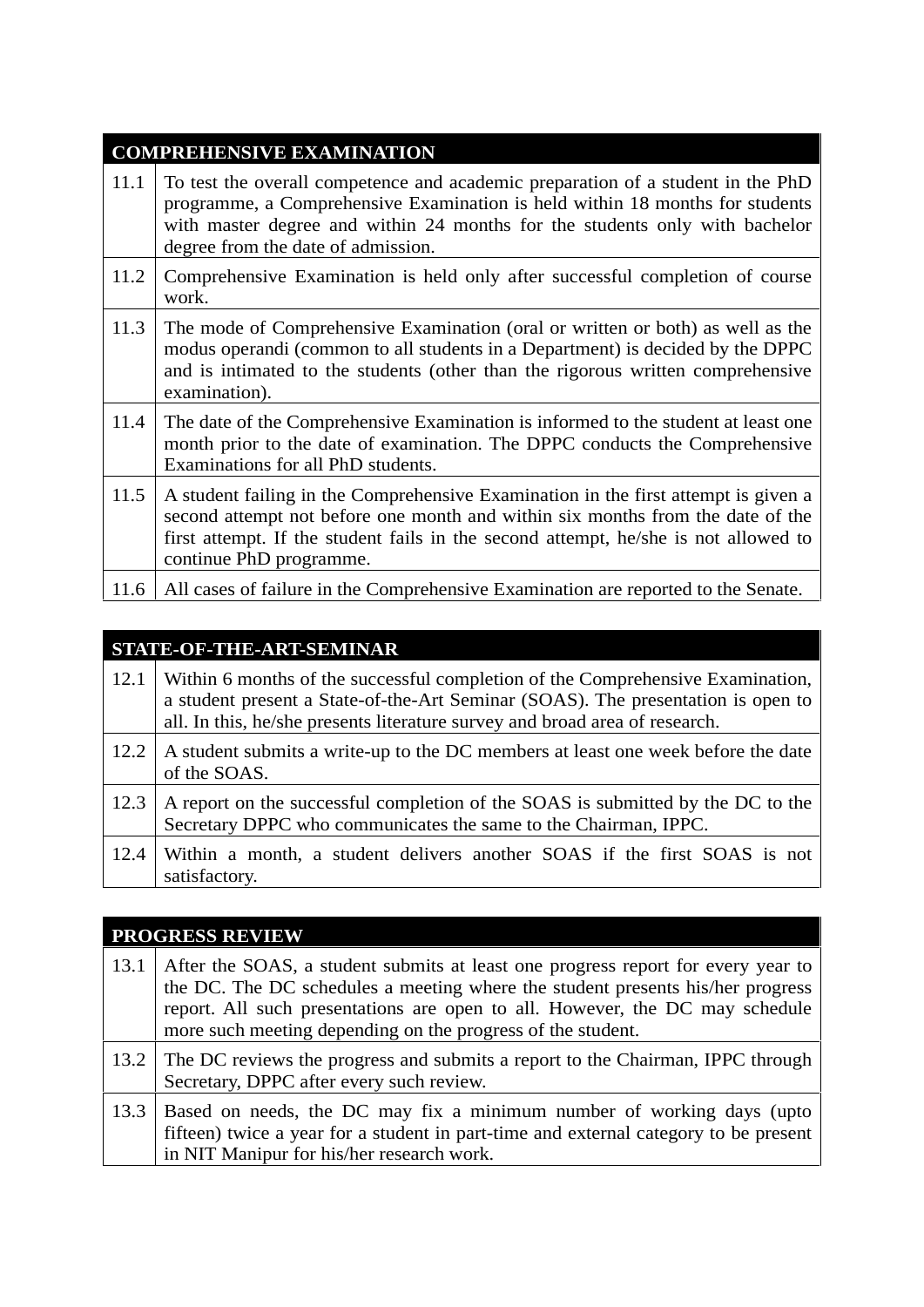| COMPREHENSIVE EXAMINATION | |
|---|---|
| 11.1 | To test the overall competence and academic preparation of a student in the PhD programme, a Comprehensive Examination is held within 18 months for students with master degree and within 24 months for the students only with bachelor degree from the date of admission. |
| 11.2 | Comprehensive Examination is held only after successful completion of course work. |
| 11.3 | The mode of Comprehensive Examination (oral or written or both) as well as the modus operandi (common to all students in a Department) is decided by the DPPC and is intimated to the students (other than the rigorous written comprehensive examination). |
| 11.4 | The date of the Comprehensive Examination is informed to the student at least one month prior to the date of examination. The DPPC conducts the Comprehensive Examinations for all PhD students. |
| 11.5 | A student failing in the Comprehensive Examination in the first attempt is given a second attempt not before one month and within six months from the date of the first attempt. If the student fails in the second attempt, he/she is not allowed to continue PhD programme. |
| 11.6 | All cases of failure in the Comprehensive Examination are reported to the Senate. |

| STATE-OF-THE-ART-SEMINAR | |
|---|---|
| 12.1 | Within 6 months of the successful completion of the Comprehensive Examination, a student present a State-of-the-Art Seminar (SOAS). The presentation is open to all. In this, he/she presents literature survey and broad area of research. |
| 12.2 | A student submits a write-up to the DC members at least one week before the date of the SOAS. |
| 12.3 | A report on the successful completion of the SOAS is submitted by the DC to the Secretary DPPC who communicates the same to the Chairman, IPPC. |
| 12.4 | Within a month, a student delivers another SOAS if the first SOAS is not satisfactory. |

| PROGRESS REVIEW | |
|---|---|
| 13.1 | After the SOAS, a student submits at least one progress report for every year to the DC. The DC schedules a meeting where the student presents his/her progress report. All such presentations are open to all. However, the DC may schedule more such meeting depending on the progress of the student. |
| 13.2 | The DC reviews the progress and submits a report to the Chairman, IPPC through Secretary, DPPC after every such review. |
| 13.3 | Based on needs, the DC may fix a minimum number of working days (upto fifteen) twice a year for a student in part-time and external category to be present in NIT Manipur for his/her research work. |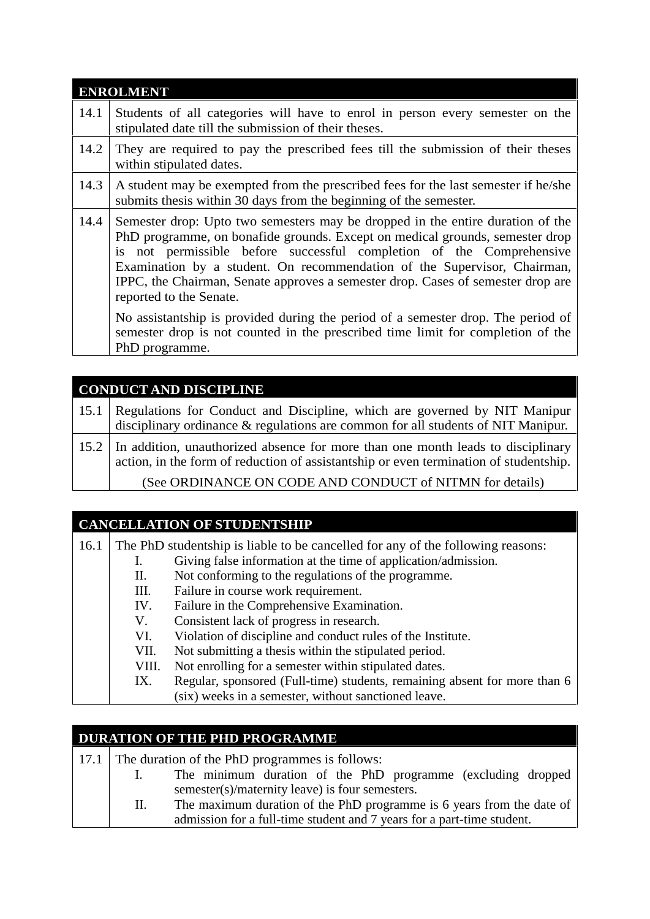| ENROLMENT | |
|---|---|
| 14.1 | Students of all categories will have to enrol in person every semester on the stipulated date till the submission of their theses. |
| 14.2 | They are required to pay the prescribed fees till the submission of their theses within stipulated dates. |
| 14.3 | A student may be exempted from the prescribed fees for the last semester if he/she submits thesis within 30 days from the beginning of the semester. |
| 14.4 | Semester drop: Upto two semesters may be dropped in the entire duration of the PhD programme, on bonafide grounds. Except on medical grounds, semester drop is not permissible before successful completion of the Comprehensive Examination by a student. On recommendation of the Supervisor, Chairman, IPPC, the Chairman, Senate approves a semester drop. Cases of semester drop are reported to the Senate.<br><br>No assistantship is provided during the period of a semester drop. The period of semester drop is not counted in the prescribed time limit for completion of the PhD programme. |

| CONDUCT AND DISCIPLINE | |
|---|---|
| 15.1 | Regulations for Conduct and Discipline, which are governed by NIT Manipur disciplinary ordinance & regulations are common for all students of NIT Manipur. |
| 15.2 | In addition, unauthorized absence for more than one month leads to disciplinary action, in the form of reduction of assistantship or even termination of studentship.<br><br>(See ORDINANCE ON CODE AND CONDUCT of NITMN for details) |

| CANCELLATION OF STUDENTSHIP | |
|---|---|
| 16.1 | The PhD studentship is liable to be cancelled for any of the following reasons:<br>I. Giving false information at the time of application/admission.<br>II. Not conforming to the regulations of the programme.<br>III. Failure in course work requirement.<br>IV. Failure in the Comprehensive Examination.<br>V. Consistent lack of progress in research.<br>VI. Violation of discipline and conduct rules of the Institute.<br>VII. Not submitting a thesis within the stipulated period.<br>VIII. Not enrolling for a semester within stipulated dates.<br>IX. Regular, sponsored (Full-time) students, remaining absent for more than 6 (six) weeks in a semester, without sanctioned leave. |

| DURATION OF THE PHD PROGRAMME | |
|---|---|
| 17.1 | The duration of the PhD programmes is follows:<br>I. The minimum duration of the PhD programme (excluding dropped semester(s)/maternity leave) is four semesters.<br>II. The maximum duration of the PhD programme is 6 years from the date of admission for a full-time student and 7 years for a part-time student. |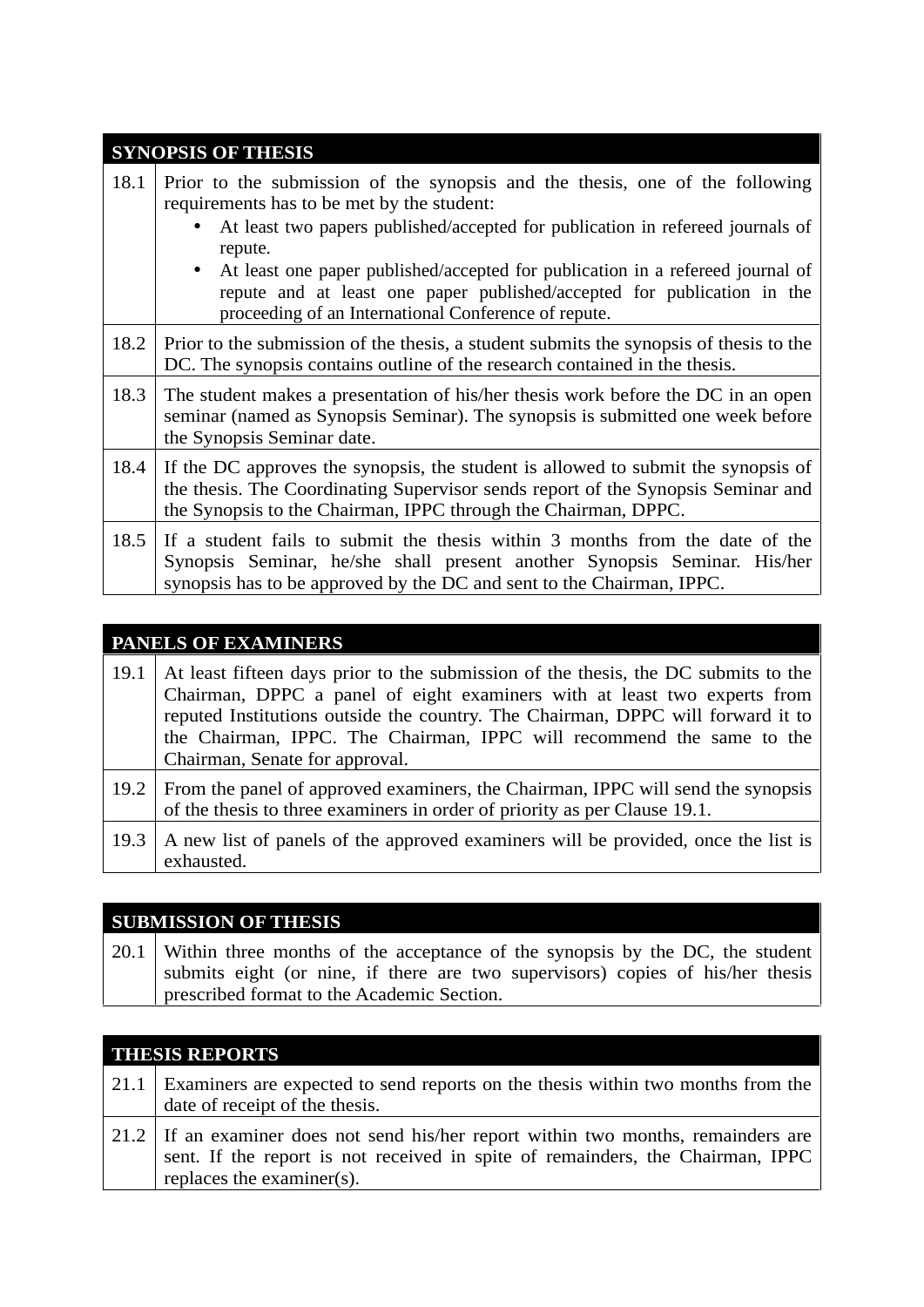| SYNOPSIS OF THESIS | |
| --- | --- |
| 18.1 | Prior to the submission of the synopsis and the thesis, one of the following requirements has to be met by the student:<br>• At least two papers published/accepted for publication in refereed journals of repute.<br>• At least one paper published/accepted for publication in a refereed journal of repute and at least one paper published/accepted for publication in the proceeding of an International Conference of repute. |
| 18.2 | Prior to the submission of the thesis, a student submits the synopsis of thesis to the DC. The synopsis contains outline of the research contained in the thesis. |
| 18.3 | The student makes a presentation of his/her thesis work before the DC in an open seminar (named as Synopsis Seminar). The synopsis is submitted one week before the Synopsis Seminar date. |
| 18.4 | If the DC approves the synopsis, the student is allowed to submit the synopsis of the thesis. The Coordinating Supervisor sends report of the Synopsis Seminar and the Synopsis to the Chairman, IPPC through the Chairman, DPPC. |
| 18.5 | If a student fails to submit the thesis within 3 months from the date of the Synopsis Seminar, he/she shall present another Synopsis Seminar. His/her synopsis has to be approved by the DC and sent to the Chairman, IPPC. |

| PANELS OF EXAMINERS | |
| --- | --- |
| 19.1 | At least fifteen days prior to the submission of the thesis, the DC submits to the Chairman, DPPC a panel of eight examiners with at least two experts from reputed Institutions outside the country. The Chairman, DPPC will forward it to the Chairman, IPPC. The Chairman, IPPC will recommend the same to the Chairman, Senate for approval. |
| 19.2 | From the panel of approved examiners, the Chairman, IPPC will send the synopsis of the thesis to three examiners in order of priority as per Clause 19.1. |
| 19.3 | A new list of panels of the approved examiners will be provided, once the list is exhausted. |

| SUBMISSION OF THESIS | |
| --- | --- |
| 20.1 | Within three months of the acceptance of the synopsis by the DC, the student submits eight (or nine, if there are two supervisors) copies of his/her thesis prescribed format to the Academic Section. |

| THESIS REPORTS | |
| --- | --- |
| 21.1 | Examiners are expected to send reports on the thesis within two months from the date of receipt of the thesis. |
| 21.2 | If an examiner does not send his/her report within two months, remainders are sent. If the report is not received in spite of remainders, the Chairman, IPPC replaces the examiner(s). |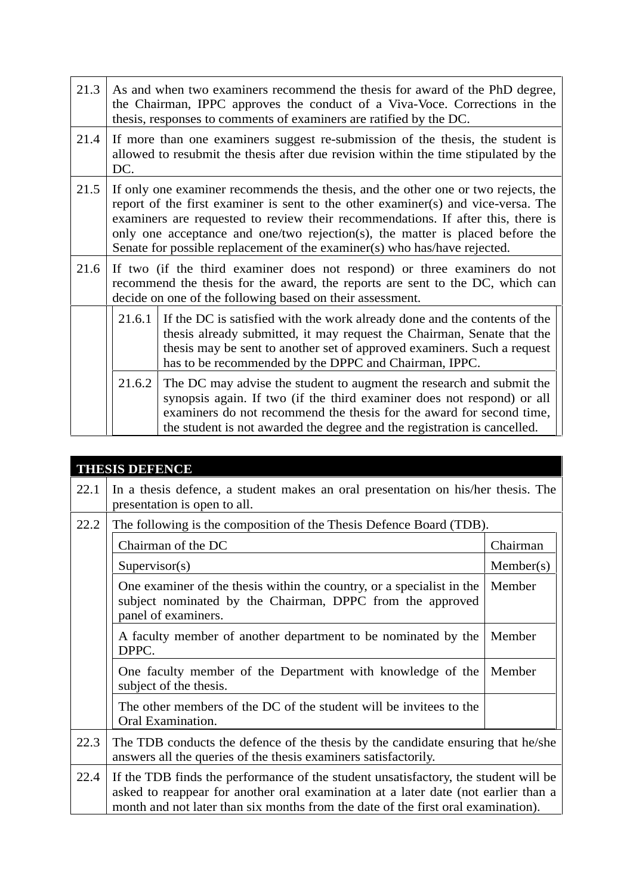| | | |
|---|---|---|
| 21.3 | As and when two examiners recommend the thesis for award of the PhD degree, the Chairman, IPPC approves the conduct of a Viva-Voce. Corrections in the thesis, responses to comments of examiners are ratified by the DC. | |
| 21.4 | If more than one examiners suggest re-submission of the thesis, the student is allowed to resubmit the thesis after due revision within the time stipulated by the DC. | |
| 21.5 | If only one examiner recommends the thesis, and the other one or two rejects, the report of the first examiner is sent to the other examiner(s) and vice-versa. The examiners are requested to review their recommendations. If after this, there is only one acceptance and one/two rejection(s), the matter is placed before the Senate for possible replacement of the examiner(s) who has/have rejected. | |
| 21.6 | If two (if the third examiner does not respond) or three examiners do not recommend the thesis for the award, the reports are sent to the DC, which can decide on one of the following based on their assessment. | |
| | 21.6.1 | If the DC is satisfied with the work already done and the contents of the thesis already submitted, it may request the Chairman, Senate that the thesis may be sent to another set of approved examiners. Such a request has to be recommended by the DPPC and Chairman, IPPC. |
| | 21.6.2 | The DC may advise the student to augment the research and submit the synopsis again. If two (if the third examiner does not respond) or all examiners do not recommend the thesis for the award for second time, the student is not awarded the degree and the registration is cancelled. |

## THESIS DEFENCE

| | | |
|---|---|---|
| 22.1 | In a thesis defence, a student makes an oral presentation on his/her thesis. The presentation is open to all. | |
| 22.2 | The following is the composition of the Thesis Defence Board (TDB). | |
| | Chairman of the DC | Chairman |
| | Supervisor(s) | Member(s) |
| | One examiner of the thesis within the country, or a specialist in the subject nominated by the Chairman, DPPC from the approved panel of examiners. | Member |
| | A faculty member of another department to be nominated by the DPPC. | Member |
| | One faculty member of the Department with knowledge of the subject of the thesis. | Member |
| | The other members of the DC of the student will be invitees to the Oral Examination. | |
| 22.3 | The TDB conducts the defence of the thesis by the candidate ensuring that he/she answers all the queries of the thesis examiners satisfactorily. | |
| 22.4 | If the TDB finds the performance of the student unsatisfactory, the student will be asked to reappear for another oral examination at a later date (not earlier than a month and not later than six months from the date of the first oral examination). | |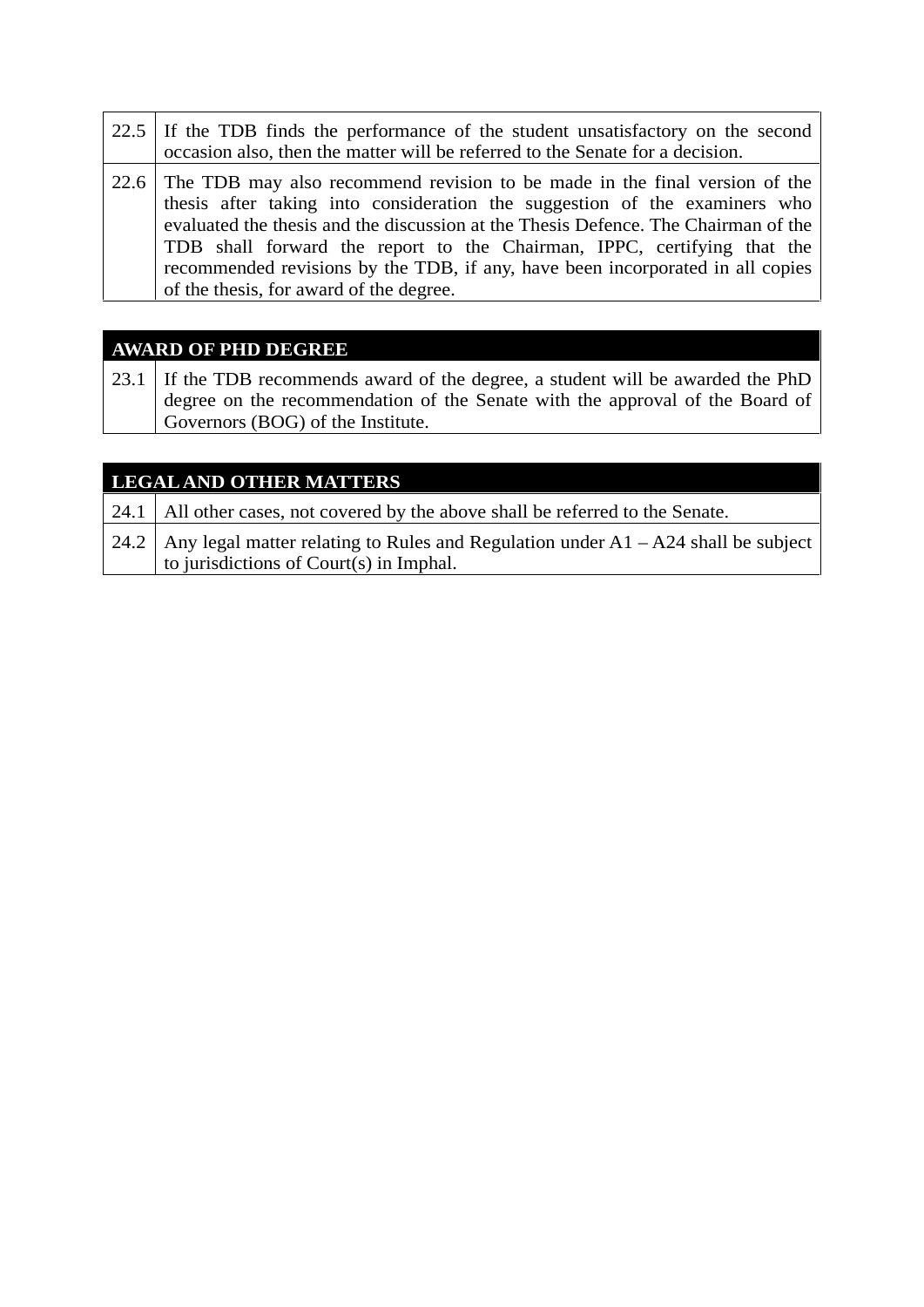| | |
|---|---|
| 22.5 | If the TDB finds the performance of the student unsatisfactory on the second occasion also, then the matter will be referred to the Senate for a decision. |
| 22.6 | The TDB may also recommend revision to be made in the final version of the thesis after taking into consideration the suggestion of the examiners who evaluated the thesis and the discussion at the Thesis Defence. The Chairman of the TDB shall forward the report to the Chairman, IPPC, certifying that the recommended revisions by the TDB, if any, have been incorporated in all copies of the thesis, for award of the degree. |

| **AWARD OF PHD DEGREE** | |
|---|---|
| 23.1 | If the TDB recommends award of the degree, a student will be awarded the PhD degree on the recommendation of the Senate with the approval of the Board of Governors (BOG) of the Institute. |

| **LEGAL AND OTHER MATTERS** | |
|---|---|
| 24.1 | All other cases, not covered by the above shall be referred to the Senate. |
| 24.2 | Any legal matter relating to Rules and Regulation under A1 – A24 shall be subject to jurisdictions of Court(s) in Imphal. |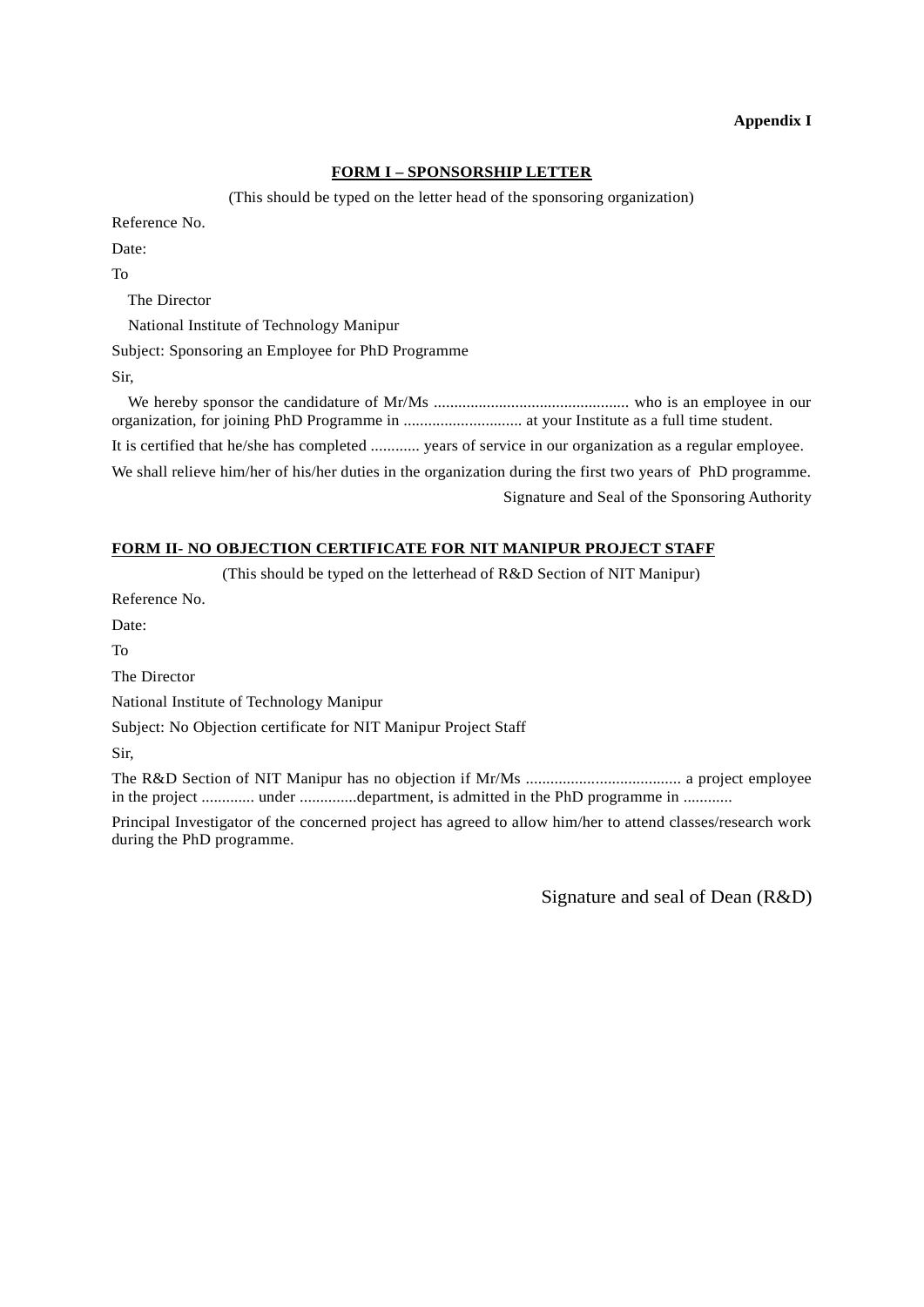**Appendix I**

## FORM I – SPONSORSHIP LETTER

(This should be typed on the letter head of the sponsoring organization)

Reference No.

Date:

To

The Director

National Institute of Technology Manipur

Subject: Sponsoring an Employee for PhD Programme

Sir,

We hereby sponsor the candidature of Mr/Ms ................................................ who is an employee in our organization, for joining PhD Programme in ............................ at your Institute as a full time student.

It is certified that he/she has completed ............ years of service in our organization as a regular employee.

We shall relieve him/her of his/her duties in the organization during the first two years of PhD programme.

Signature and Seal of the Sponsoring Authority

## FORM II- NO OBJECTION CERTIFICATE FOR NIT MANIPUR PROJECT STAFF

(This should be typed on the letterhead of R&D Section of NIT Manipur)

Reference No.

Date:

To

The Director

National Institute of Technology Manipur

Subject: No Objection certificate for NIT Manipur Project Staff

Sir,

The R&D Section of NIT Manipur has no objection if Mr/Ms ...................................... a project employee in the project ............. under ..............department, is admitted in the PhD programme in ............

Principal Investigator of the concerned project has agreed to allow him/her to attend classes/research work during the PhD programme.

Signature and seal of Dean (R&D)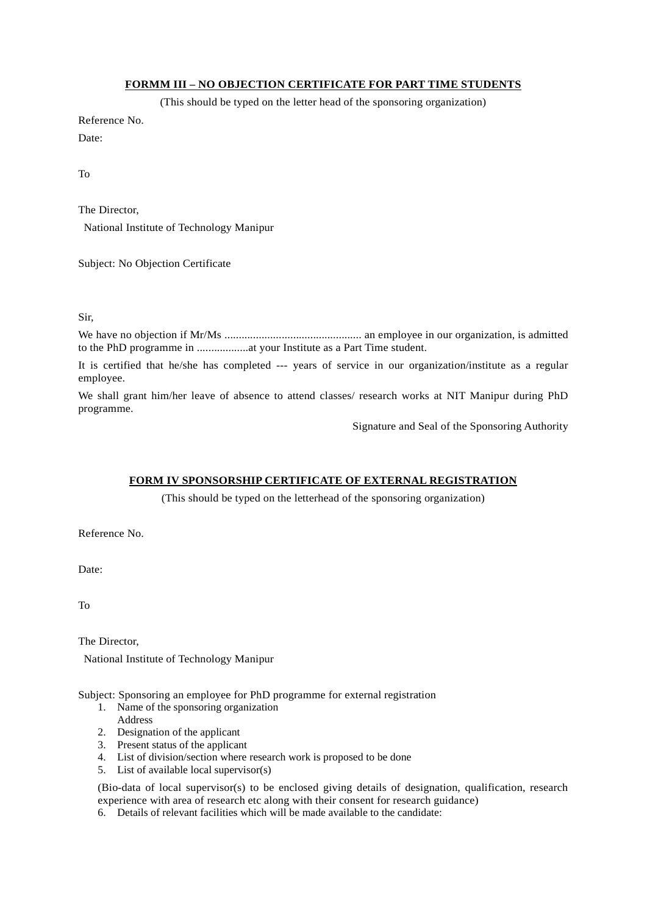**FORMM III – NO OBJECTION CERTIFICATE FOR PART TIME STUDENTS**

(This should be typed on the letter head of the sponsoring organization)

Reference No.

Date:

To

The Director,

National Institute of Technology Manipur

Subject: No Objection Certificate

Sir,

We have no objection if Mr/Ms ............................................... an employee in our organization, is admitted to the PhD programme in ..................at your Institute as a Part Time student.

It is certified that he/she has completed --- years of service in our organization/institute as a regular employee.

We shall grant him/her leave of absence to attend classes/ research works at NIT Manipur during PhD programme.

Signature and Seal of the Sponsoring Authority

**FORM IV SPONSORSHIP CERTIFICATE OF EXTERNAL REGISTRATION**

(This should be typed on the letterhead of the sponsoring organization)

Reference No.

Date:

To

The Director,

National Institute of Technology Manipur

Subject: Sponsoring an employee for PhD programme for external registration

1. Name of the sponsoring organization
   Address
2. Designation of the applicant
3. Present status of the applicant
4. List of division/section where research work is proposed to be done
5. List of available local supervisor(s)

   (Bio-data of local supervisor(s) to be enclosed giving details of designation, qualification, research experience with area of research etc along with their consent for research guidance)
6. Details of relevant facilities which will be made available to the candidate: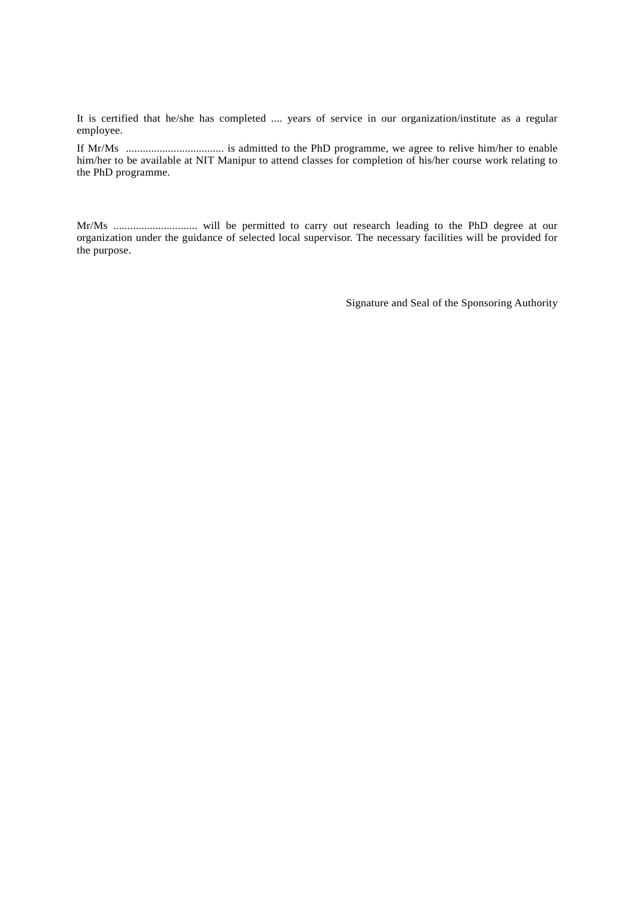It is certified that he/she has completed .... years of service in our organization/institute as a regular employee.

If Mr/Ms ................................... is admitted to the PhD programme, we agree to relive him/her to enable him/her to be available at NIT Manipur to attend classes for completion of his/her course work relating to the PhD programme.

Mr/Ms ............................. will be permitted to carry out research leading to the PhD degree at our organization under the guidance of selected local supervisor. The necessary facilities will be provided for the purpose.

Signature and Seal of the Sponsoring Authority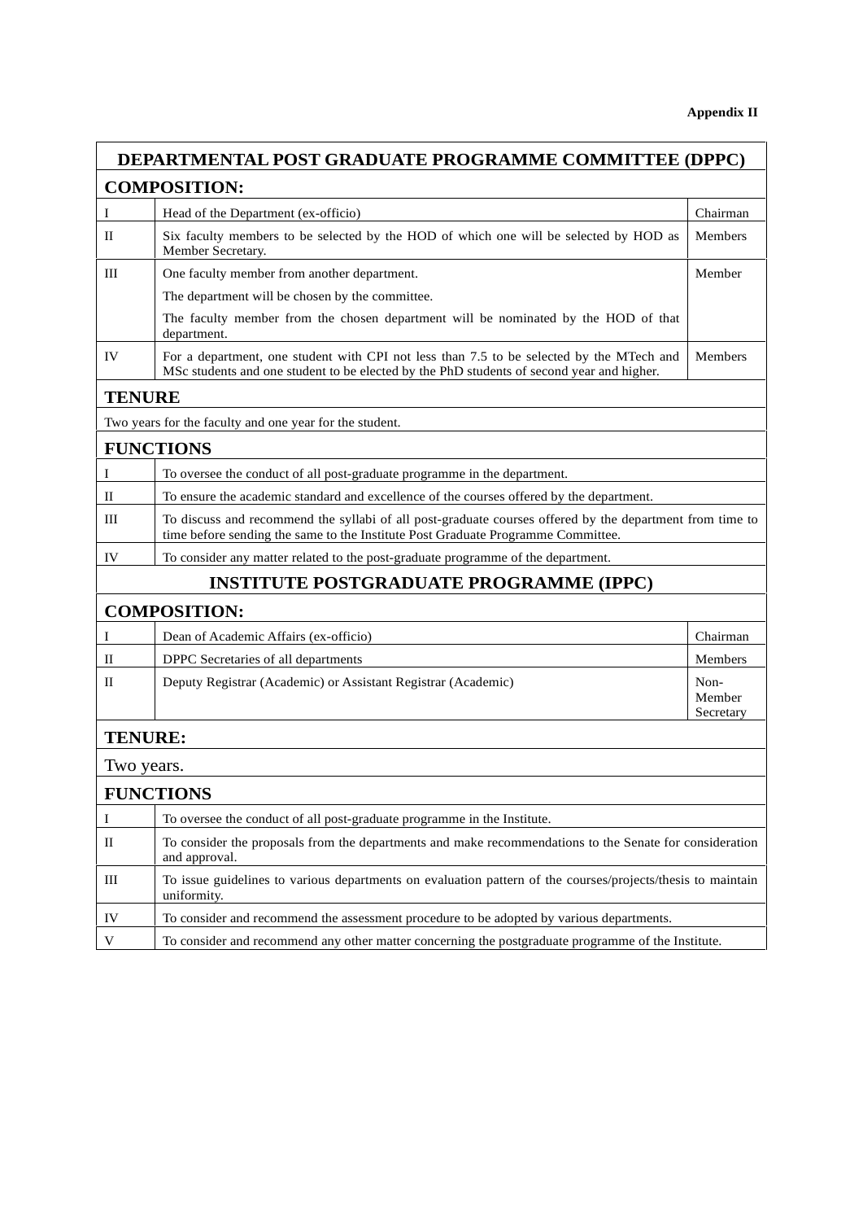**Appendix II**

## DEPARTMENTAL POST GRADUATE PROGRAMME COMMITTEE (DPPC)

### COMPOSITION:

| | | |
|---|---|---|
| I | Head of the Department (ex-officio) | Chairman |
| II | Six faculty members to be selected by the HOD of which one will be selected by HOD as Member Secretary. | Members |
| III | One faculty member from another department.<br>The department will be chosen by the committee.<br>The faculty member from the chosen department will be nominated by the HOD of that department. | Member |
| IV | For a department, one student with CPI not less than 7.5 to be selected by the MTech and MSc students and one student to be elected by the PhD students of second year and higher. | Members |

### TENURE

Two years for the faculty and one year for the student.

### FUNCTIONS

| | |
|---|---|
| I | To oversee the conduct of all post-graduate programme in the department. |
| II | To ensure the academic standard and excellence of the courses offered by the department. |
| III | To discuss and recommend the syllabi of all post-graduate courses offered by the department from time to time before sending the same to the Institute Post Graduate Programme Committee. |
| IV | To consider any matter related to the post-graduate programme of the department. |

## INSTITUTE POSTGRADUATE PROGRAMME (IPPC)

### COMPOSITION:

| | | |
|---|---|---|
| I | Dean of Academic Affairs (ex-officio) | Chairman |
| II | DPPC Secretaries of all departments | Members |
| II | Deputy Registrar (Academic) or Assistant Registrar (Academic) | Non-Member Secretary |

### TENURE:

Two years.

### FUNCTIONS

| | |
|---|---|
| I | To oversee the conduct of all post-graduate programme in the Institute. |
| II | To consider the proposals from the departments and make recommendations to the Senate for consideration and approval. |
| III | To issue guidelines to various departments on evaluation pattern of the courses/projects/thesis to maintain uniformity. |
| IV | To consider and recommend the assessment procedure to be adopted by various departments. |
| V | To consider and recommend any other matter concerning the postgraduate programme of the Institute. |